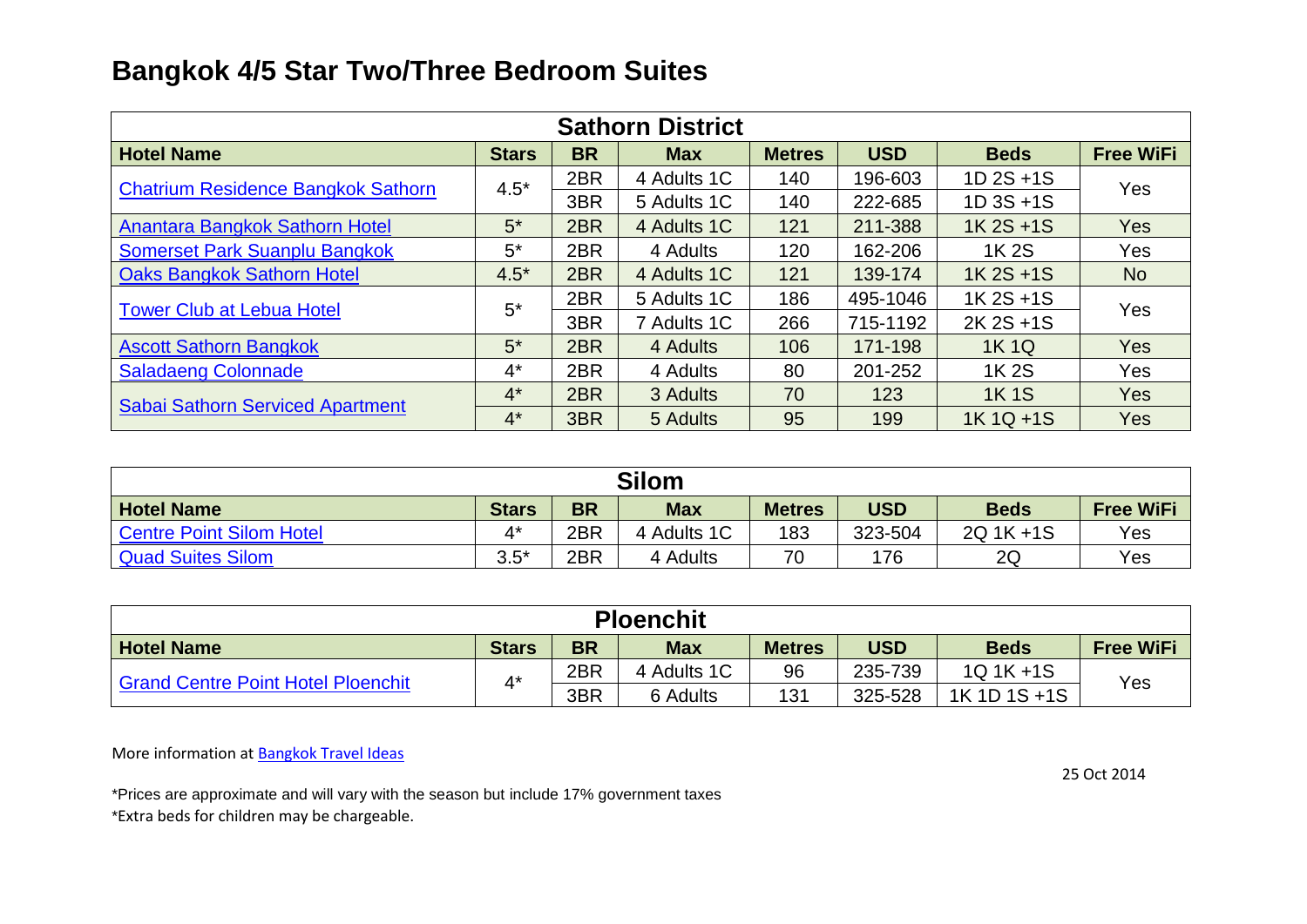# Bangkok 4/5 Star Two/Three Bedroom Suites

| Sathorn District | | | | | | | |
|---|---|---|---|---|---|---|---|
| **Hotel Name** | **Stars** | **BR** | **Max** | **Metres** | **USD** | **Beds** | **Free WiFi** |
| Chatrium Residence Bangkok Sathorn | 4.5* | 2BR | 4 Adults 1C | 140 | 196-603 | 1D 2S +1S | Yes |
| | | 3BR | 5 Adults 1C | 140 | 222-685 | 1D 3S +1S | |
| Anantara Bangkok Sathorn Hotel | 5* | 2BR | 4 Adults 1C | 121 | 211-388 | 1K 2S +1S | Yes |
| Somerset Park Suanplu Bangkok | 5* | 2BR | 4 Adults | 120 | 162-206 | 1K 2S | Yes |
| Oaks Bangkok Sathorn Hotel | 4.5* | 2BR | 4 Adults 1C | 121 | 139-174 | 1K 2S +1S | No |
| Tower Club at Lebua Hotel | 5* | 2BR | 5 Adults 1C | 186 | 495-1046 | 1K 2S +1S | Yes |
| | | 3BR | 7 Adults 1C | 266 | 715-1192 | 2K 2S +1S | |
| Ascott Sathorn Bangkok | 5* | 2BR | 4 Adults | 106 | 171-198 | 1K 1Q | Yes |
| Saladaeng Colonnade | 4* | 2BR | 4 Adults | 80 | 201-252 | 1K 2S | Yes |
| Sabai Sathorn Serviced Apartment | 4* | 2BR | 3 Adults | 70 | 123 | 1K 1S | Yes |
| | 4* | 3BR | 5 Adults | 95 | 199 | 1K 1Q +1S | Yes |

| Silom | | | | | | | |
|---|---|---|---|---|---|---|---|
| **Hotel Name** | **Stars** | **BR** | **Max** | **Metres** | **USD** | **Beds** | **Free WiFi** |
| Centre Point Silom Hotel | 4* | 2BR | 4 Adults 1C | 183 | 323-504 | 2Q 1K +1S | Yes |
| Quad Suites Silom | 3.5* | 2BR | 4 Adults | 70 | 176 | 2Q | Yes |

| Ploenchit | | | | | | | |
|---|---|---|---|---|---|---|---|
| **Hotel Name** | **Stars** | **BR** | **Max** | **Metres** | **USD** | **Beds** | **Free WiFi** |
| Grand Centre Point Hotel Ploenchit | 4* | 2BR | 4 Adults 1C | 96 | 235-739 | 1Q 1K +1S | Yes |
| | | 3BR | 6 Adults | 131 | 325-528 | 1K 1D 1S +1S | |

More information at Bangkok Travel Ideas

25 Oct 2014

*Prices are approximate and will vary with the season but include 17% government taxes

*Extra beds for children may be chargeable.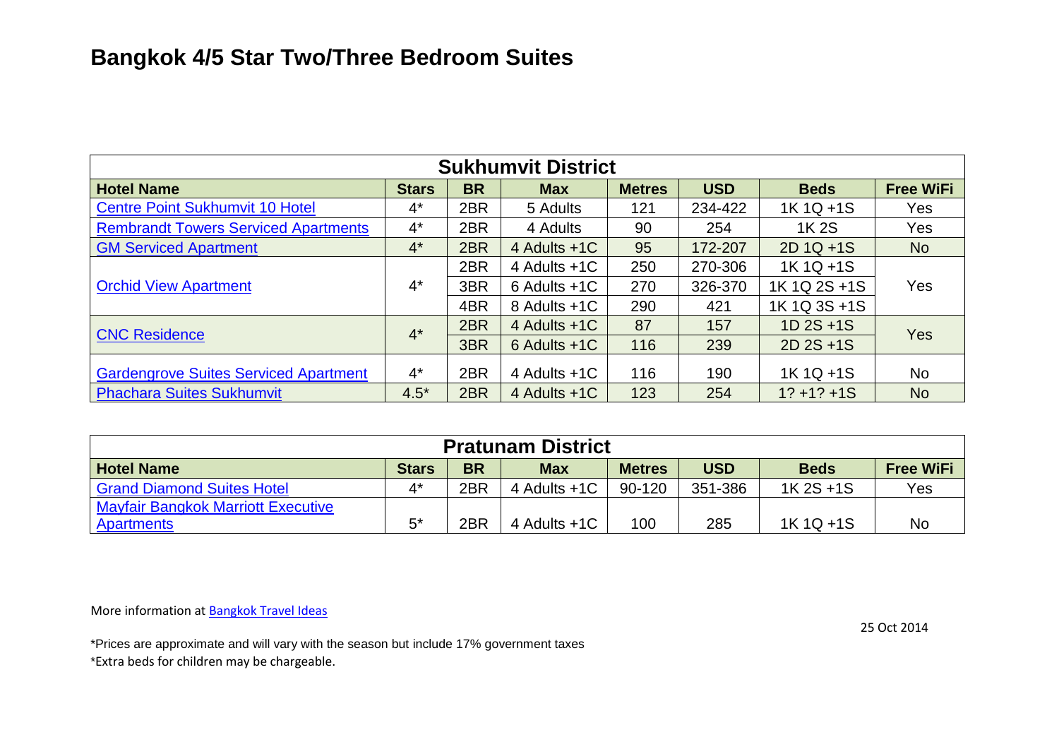# Bangkok 4/5 Star Two/Three Bedroom Suites

| Sukhumvit District | | | | | | | |
|---|---|---|---|---|---|---|---|
| **Hotel Name** | **Stars** | **BR** | **Max** | **Metres** | **USD** | **Beds** | **Free WiFi** |
| Centre Point Sukhumvit 10 Hotel | 4* | 2BR | 5 Adults | 121 | 234-422 | 1K 1Q +1S | Yes |
| Rembrandt Towers Serviced Apartments | 4* | 2BR | 4 Adults | 90 | 254 | 1K 2S | Yes |
| GM Serviced Apartment | 4* | 2BR | 4 Adults +1C | 95 | 172-207 | 2D 1Q +1S | No |
| Orchid View Apartment | 4* | 2BR | 4 Adults +1C | 250 | 270-306 | 1K 1Q +1S | Yes |
| | | 3BR | 6 Adults +1C | 270 | 326-370 | 1K 1Q 2S +1S | |
| | | 4BR | 8 Adults +1C | 290 | 421 | 1K 1Q 3S +1S | |
| CNC Residence | 4* | 2BR | 4 Adults +1C | 87 | 157 | 1D 2S +1S | Yes |
| | | 3BR | 6 Adults +1C | 116 | 239 | 2D 2S +1S | |
| Gardengrove Suites Serviced Apartment | 4* | 2BR | 4 Adults +1C | 116 | 190 | 1K 1Q +1S | No |
| Phachara Suites Sukhumvit | 4.5* | 2BR | 4 Adults +1C | 123 | 254 | 1? +1? +1S | No |

| Pratunam District | | | | | | | |
|---|---|---|---|---|---|---|---|
| **Hotel Name** | **Stars** | **BR** | **Max** | **Metres** | **USD** | **Beds** | **Free WiFi** |
| Grand Diamond Suites Hotel | 4* | 2BR | 4 Adults +1C | 90-120 | 351-386 | 1K 2S +1S | Yes |
| Mayfair Bangkok Marriott Executive Apartments | 5* | 2BR | 4 Adults +1C | 100 | 285 | 1K 1Q +1S | No |

More information at Bangkok Travel Ideas

25 Oct 2014

*Prices are approximate and will vary with the season but include 17% government taxes

*Extra beds for children may be chargeable.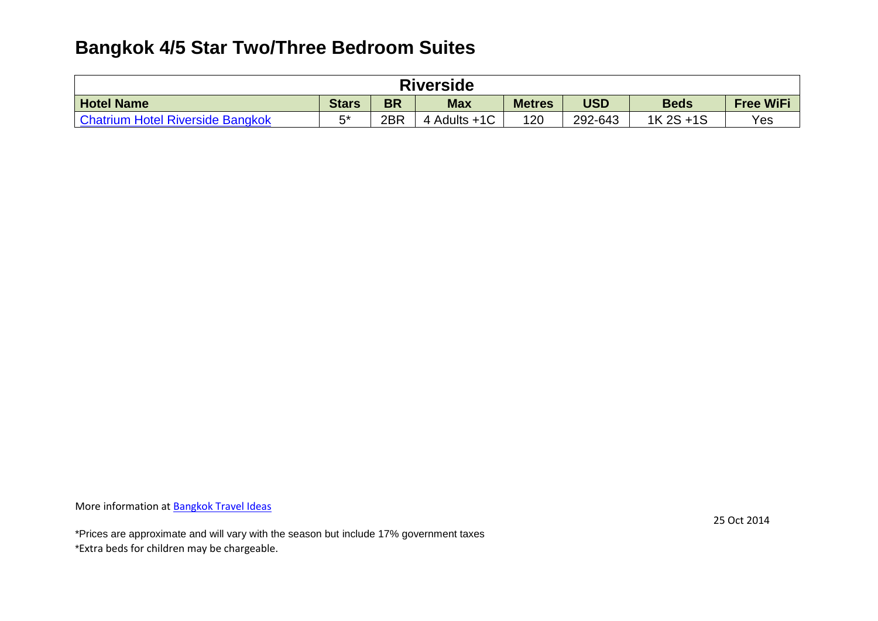# Bangkok 4/5 Star Two/Three Bedroom Suites

| Riverside | | | | | | | |
|---|---|---|---|---|---|---|---|
| **Hotel Name** | **Stars** | **BR** | **Max** | **Metres** | **USD** | **Beds** | **Free WiFi** |
| [Chatrium Hotel Riverside Bangkok]() | 5* | 2BR | 4 Adults +1C | 120 | 292-643 | 1K 2S +1S | Yes |

More information at [Bangkok Travel Ideas]()

25 Oct 2014

*Prices are approximate and will vary with the season but include 17% government taxes

*Extra beds for children may be chargeable.